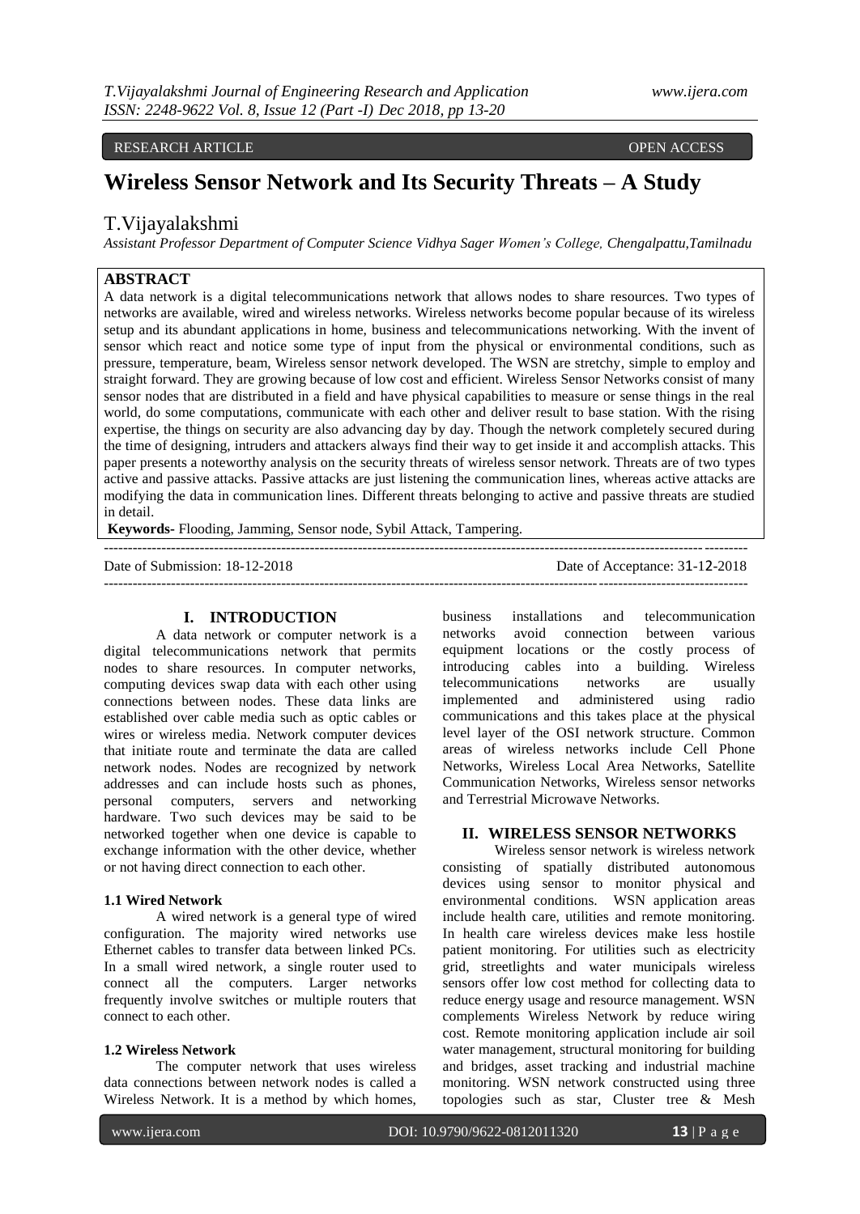RESEARCH ARTICLE OPEN ACCESS

# Wireless Sensor Network and Its Security Threats – A Study

## T.Vijayalakshmi

*Assistant Professor Department of Computer Science Vidhya Sager Women's College, Chengalpattu,Tamilnadu*

**ABSTRACT**

A data network is a digital telecommunications network that allows nodes to share resources. Two types of networks are available, wired and wireless networks. Wireless networks become popular because of its wireless setup and its abundant applications in home, business and telecommunications networking. With the invent of sensor which react and notice some type of input from the physical or environmental conditions, such as pressure, temperature, beam, Wireless sensor network developed. The WSN are stretchy, simple to employ and straight forward. They are growing because of low cost and efficient. Wireless Sensor Networks consist of many sensor nodes that are distributed in a field and have physical capabilities to measure or sense things in the real world, do some computations, communicate with each other and deliver result to base station. With the rising expertise, the things on security are also advancing day by day. Though the network completely secured during the time of designing, intruders and attackers always find their way to get inside it and accomplish attacks. This paper presents a noteworthy analysis on the security threats of wireless sensor network. Threats are of two types active and passive attacks. Passive attacks are just listening the communication lines, whereas active attacks are modifying the data in communication lines. Different threats belonging to active and passive threats are studied in detail.

**Keywords-** Flooding, Jamming, Sensor node, Sybil Attack, Tampering.

---

Date of Submission: 18-12-2018 Date of Acceptance: 31-12-2018

---

## I. INTRODUCTION

A data network or computer network is a digital telecommunications network that permits nodes to share resources. In computer networks, computing devices swap data with each other using connections between nodes. These data links are established over cable media such as optic cables or wires or wireless media. Network computer devices that initiate route and terminate the data are called network nodes. Nodes are recognized by network addresses and can include hosts such as phones, personal computers, servers and networking hardware. Two such devices may be said to be networked together when one device is capable to exchange information with the other device, whether or not having direct connection to each other.

### 1.1 Wired Network

A wired network is a general type of wired configuration. The majority wired networks use Ethernet cables to transfer data between linked PCs. In a small wired network, a single router used to connect all the computers. Larger networks frequently involve switches or multiple routers that connect to each other.

### 1.2 Wireless Network

The computer network that uses wireless data connections between network nodes is called a Wireless Network. It is a method by which homes, business installations and telecommunication networks avoid connection between various equipment locations or the costly process of introducing cables into a building. Wireless telecommunications networks are usually implemented and administered using radio communications and this takes place at the physical level layer of the OSI network structure. Common areas of wireless networks include Cell Phone Networks, Wireless Local Area Networks, Satellite Communication Networks, Wireless sensor networks and Terrestrial Microwave Networks.

## II. WIRELESS SENSOR NETWORKS

Wireless sensor network is wireless network consisting of spatially distributed autonomous devices using sensor to monitor physical and environmental conditions. WSN application areas include health care, utilities and remote monitoring. In health care wireless devices make less hostile patient monitoring. For utilities such as electricity grid, streetlights and water municipals wireless sensors offer low cost method for collecting data to reduce energy usage and resource management. WSN complements Wireless Network by reduce wiring cost. Remote monitoring application include air soil water management, structural monitoring for building and bridges, asset tracking and industrial machine monitoring. WSN network constructed using three topologies such as star, Cluster tree & Mesh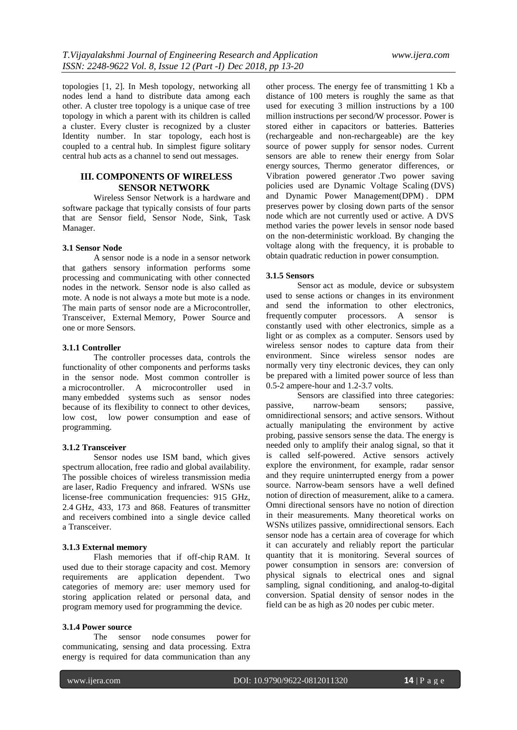topologies [1, 2]. In Mesh topology, networking all nodes lend a hand to distribute data among each other. A cluster tree topology is a unique case of tree topology in which a parent with its children is called a cluster. Every cluster is recognized by a cluster Identity number. In star topology, each host is coupled to a central hub. In simplest figure solitary central hub acts as a channel to send out messages.

## III. COMPONENTS OF WIRELESS SENSOR NETWORK

Wireless Sensor Network is a hardware and software package that typically consists of four parts that are Sensor field, Sensor Node, Sink, Task Manager.

### 3.1 Sensor Node

A sensor node is a node in a sensor network that gathers sensory information performs some processing and communicating with other connected nodes in the network. Sensor node is also called as mote. A node is not always a mote but mote is a node. The main parts of sensor node are a Microcontroller, Transceiver, External Memory, Power Source and one or more Sensors.

#### 3.1.1 Controller

The controller processes data, controls the functionality of other components and performs tasks in the sensor node. Most common controller is a microcontroller. A microcontroller used in many embedded systems such as sensor nodes because of its flexibility to connect to other devices, low cost, low power consumption and ease of programming.

#### 3.1.2 Transceiver

Sensor nodes use ISM band, which gives spectrum allocation, free radio and global availability. The possible choices of wireless transmission media are laser, Radio Frequency and infrared. WSNs use license-free communication frequencies: 915 GHz, 2.4 GHz, 433, 173 and 868. Features of transmitter and receivers combined into a single device called a Transceiver.

#### 3.1.3 External memory

Flash memories that if off-chip RAM. It used due to their storage capacity and cost. Memory requirements are application dependent. Two categories of memory are: user memory used for storing application related or personal data, and program memory used for programming the device.

#### 3.1.4 Power source

The sensor node consumes power for communicating, sensing and data processing. Extra energy is required for data communication than any other process. The energy fee of transmitting 1 Kb a distance of 100 meters is roughly the same as that used for executing 3 million instructions by a 100 million instructions per second/W processor. Power is stored either in capacitors or batteries. Batteries (rechargeable and non-rechargeable) are the key source of power supply for sensor nodes. Current sensors are able to renew their energy from Solar energy sources, Thermo generator differences, or Vibration powered generator .Two power saving policies used are Dynamic Voltage Scaling (DVS) and Dynamic Power Management(DPM) . DPM preserves power by closing down parts of the sensor node which are not currently used or active. A DVS method varies the power levels in sensor node based on the non-deterministic workload. By changing the voltage along with the frequency, it is probable to obtain quadratic reduction in power consumption.

#### 3.1.5 Sensors

Sensor act as module, device or subsystem used to sense actions or changes in its environment and send the information to other electronics, frequently computer processors. A sensor is constantly used with other electronics, simple as a light or as complex as a computer. Sensors used by wireless sensor nodes to capture data from their environment. Since wireless sensor nodes are normally very tiny electronic devices, they can only be prepared with a limited power source of less than 0.5-2 ampere-hour and 1.2-3.7 volts.

Sensors are classified into three categories: passive, narrow-beam sensors; passive, omnidirectional sensors; and active sensors. Without actually manipulating the environment by active probing, passive sensors sense the data. The energy is needed only to amplify their analog signal, so that it is called self-powered. Active sensors actively explore the environment, for example, radar sensor and they require uninterrupted energy from a power source. Narrow-beam sensors have a well defined notion of direction of measurement, alike to a camera. Omni directional sensors have no notion of direction in their measurements. Many theoretical works on WSNs utilizes passive, omnidirectional sensors. Each sensor node has a certain area of coverage for which it can accurately and reliably report the particular quantity that it is monitoring. Several sources of power consumption in sensors are: conversion of physical signals to electrical ones and signal sampling, signal conditioning, and analog-to-digital conversion. Spatial density of sensor nodes in the field can be as high as 20 nodes per cubic meter.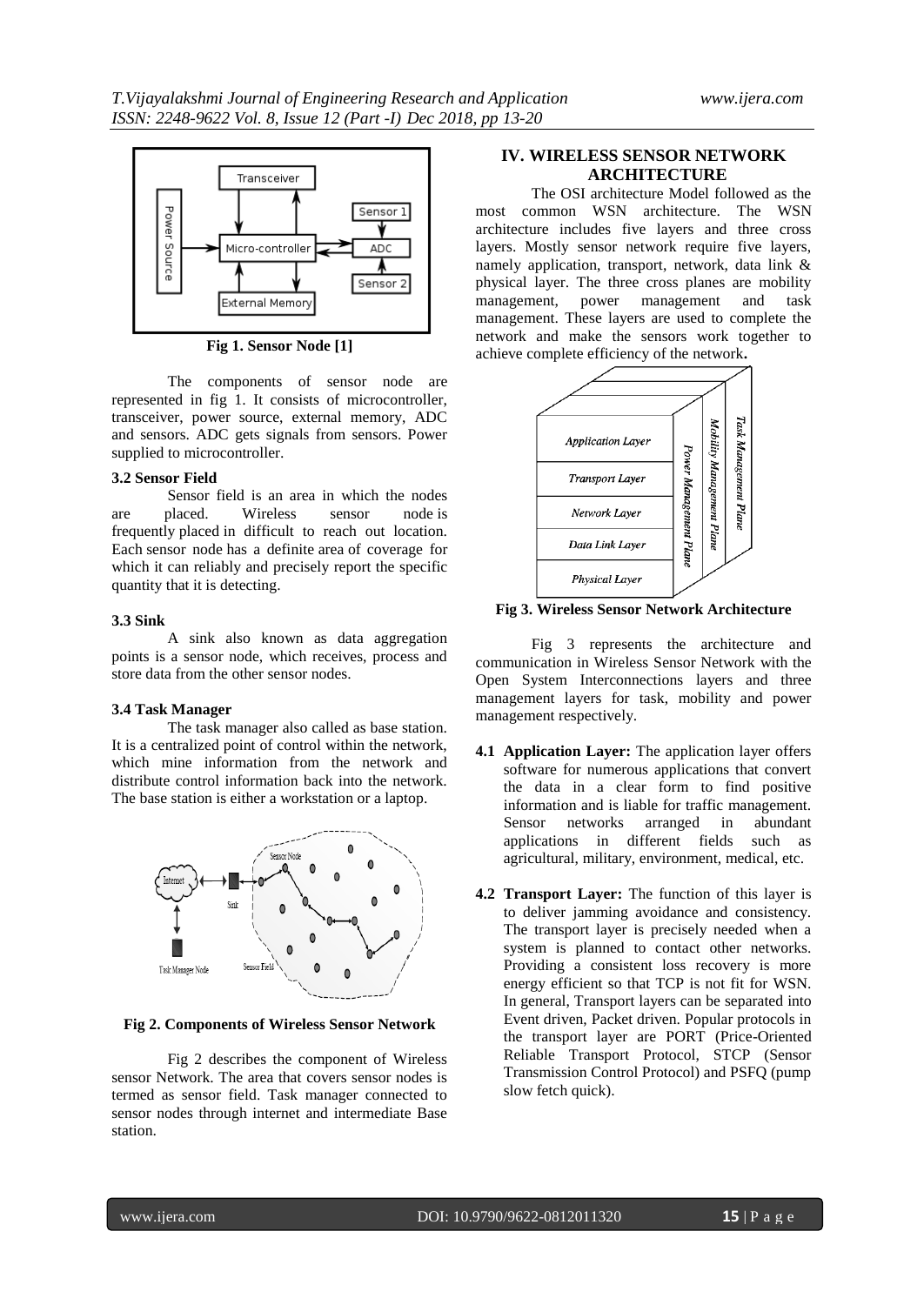Fig 1. Sensor Node [1]

The components of sensor node are represented in fig 1. It consists of microcontroller, transceiver, power source, external memory, ADC and sensors. ADC gets signals from sensors. Power supplied to microcontroller.

### 3.2 Sensor Field

Sensor field is an area in which the nodes are placed. Wireless sensor node is frequently placed in difficult to reach out location. Each sensor node has a definite area of coverage for which it can reliably and precisely report the specific quantity that it is detecting.

### 3.3 Sink

A sink also known as data aggregation points is a sensor node, which receives, process and store data from the other sensor nodes.

### 3.4 Task Manager

The task manager also called as base station. It is a centralized point of control within the network, which mine information from the network and distribute control information back into the network. The base station is either a workstation or a laptop.

Fig 2. Components of Wireless Sensor Network

Fig 2 describes the component of Wireless sensor Network. The area that covers sensor nodes is termed as sensor field. Task manager connected to sensor nodes through internet and intermediate Base station.

## IV. WIRELESS SENSOR NETWORK ARCHITECTURE

The OSI architecture Model followed as the most common WSN architecture. The WSN architecture includes five layers and three cross layers. Mostly sensor network require five layers, namely application, transport, network, data link & physical layer. The three cross planes are mobility management, power management and task management. These layers are used to complete the network and make the sensors work together to achieve complete efficiency of the network**.**

Fig 3. Wireless Sensor Network Architecture

Fig 3 represents the architecture and communication in Wireless Sensor Network with the Open System Interconnections layers and three management layers for task, mobility and power management respectively.

- **4.1 Application Layer:** The application layer offers software for numerous applications that convert the data in a clear form to find positive information and is liable for traffic management. Sensor networks arranged in abundant applications in different fields such as agricultural, military, environment, medical, etc.

- **4.2 Transport Layer:** The function of this layer is to deliver jamming avoidance and consistency. The transport layer is precisely needed when a system is planned to contact other networks. Providing a consistent loss recovery is more energy efficient so that TCP is not fit for WSN. In general, Transport layers can be separated into Event driven, Packet driven. Popular protocols in the transport layer are PORT (Price-Oriented Reliable Transport Protocol, STCP (Sensor Transmission Control Protocol) and PSFQ (pump slow fetch quick).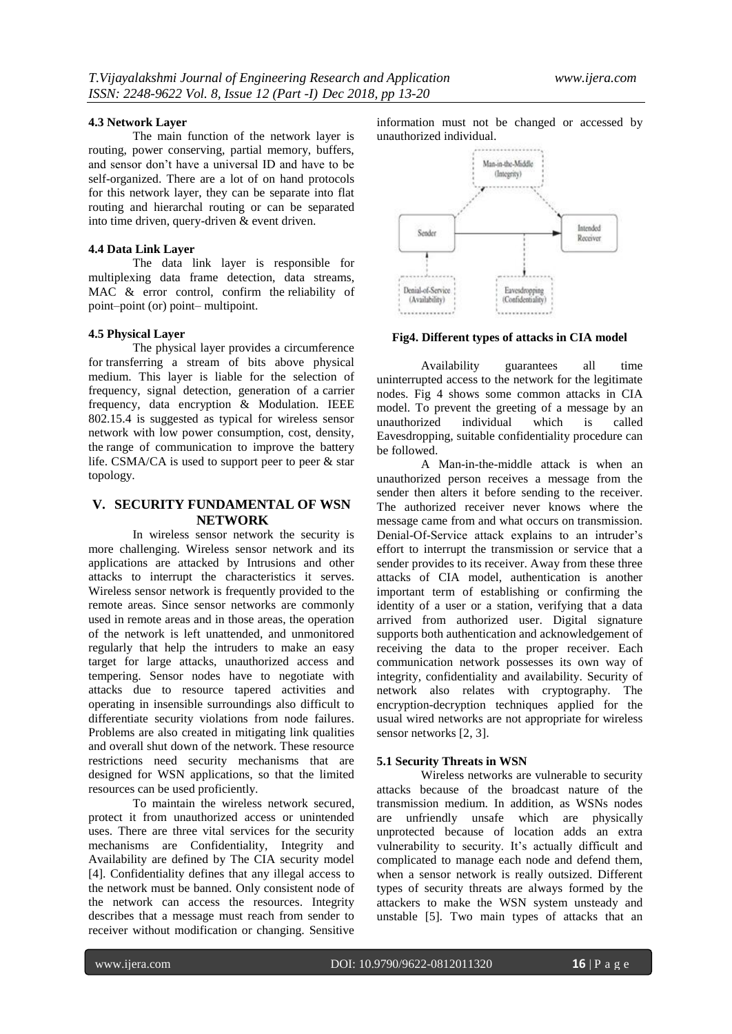#### 4.3 Network Layer

The main function of the network layer is routing, power conserving, partial memory, buffers, and sensor don't have a universal ID and have to be self-organized. There are a lot of on hand protocols for this network layer, they can be separate into flat routing and hierarchal routing or can be separated into time driven, query-driven & event driven.

#### 4.4 Data Link Layer

The data link layer is responsible for multiplexing data frame detection, data streams, MAC & error control, confirm the reliability of point–point (or) point– multipoint.

#### 4.5 Physical Layer

The physical layer provides a circumference for transferring a stream of bits above physical medium. This layer is liable for the selection of frequency, signal detection, generation of a carrier frequency, data encryption & Modulation. IEEE 802.15.4 is suggested as typical for wireless sensor network with low power consumption, cost, density, the range of communication to improve the battery life. CSMA/CA is used to support peer to peer & star topology.

## V. SECURITY FUNDAMENTAL OF WSN NETWORK

In wireless sensor network the security is more challenging. Wireless sensor network and its applications are attacked by Intrusions and other attacks to interrupt the characteristics it serves. Wireless sensor network is frequently provided to the remote areas. Since sensor networks are commonly used in remote areas and in those areas, the operation of the network is left unattended, and unmonitored regularly that help the intruders to make an easy target for large attacks, unauthorized access and tempering. Sensor nodes have to negotiate with attacks due to resource tapered activities and operating in insensible surroundings also difficult to differentiate security violations from node failures. Problems are also created in mitigating link qualities and overall shut down of the network. These resource restrictions need security mechanisms that are designed for WSN applications, so that the limited resources can be used proficiently.

To maintain the wireless network secured, protect it from unauthorized access or unintended uses. There are three vital services for the security mechanisms are Confidentiality, Integrity and Availability are defined by The CIA security model [4]. Confidentiality defines that any illegal access to the network must be banned. Only consistent node of the network can access the resources. Integrity describes that a message must reach from sender to receiver without modification or changing. Sensitive information must not be changed or accessed by unauthorized individual.

**Fig4. Different types of attacks in CIA model**

Availability guarantees all time uninterrupted access to the network for the legitimate nodes. Fig 4 shows some common attacks in CIA model. To prevent the greeting of a message by an unauthorized individual which is called Eavesdropping, suitable confidentiality procedure can be followed.

A Man-in-the-middle attack is when an unauthorized person receives a message from the sender then alters it before sending to the receiver. The authorized receiver never knows where the message came from and what occurs on transmission. Denial-Of-Service attack explains to an intruder's effort to interrupt the transmission or service that a sender provides to its receiver. Away from these three attacks of CIA model, authentication is another important term of establishing or confirming the identity of a user or a station, verifying that a data arrived from authorized user. Digital signature supports both authentication and acknowledgement of receiving the data to the proper receiver. Each communication network possesses its own way of integrity, confidentiality and availability. Security of network also relates with cryptography. The encryption-decryption techniques applied for the usual wired networks are not appropriate for wireless sensor networks [2, 3].

#### 5.1 Security Threats in WSN

Wireless networks are vulnerable to security attacks because of the broadcast nature of the transmission medium. In addition, as WSNs nodes are unfriendly unsafe which are physically unprotected because of location adds an extra vulnerability to security. It's actually difficult and complicated to manage each node and defend them, when a sensor network is really outsized. Different types of security threats are always formed by the attackers to make the WSN system unsteady and unstable [5]. Two main types of attacks that an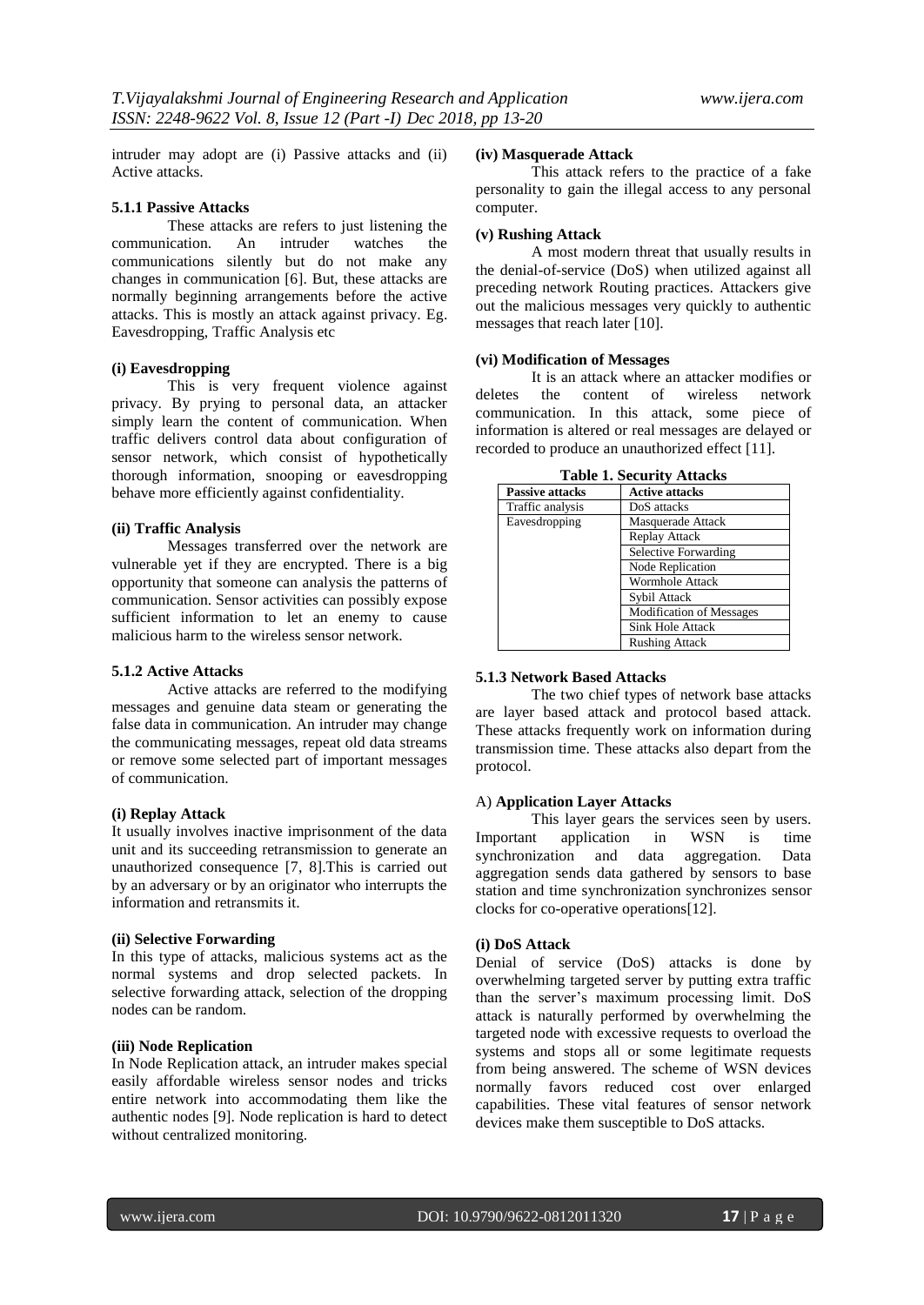intruder may adopt are (i) Passive attacks and (ii) Active attacks.

#### 5.1.1 Passive Attacks

These attacks are refers to just listening the communication. An intruder watches the communications silently but do not make any changes in communication [6]. But, these attacks are normally beginning arrangements before the active attacks. This is mostly an attack against privacy. Eg. Eavesdropping, Traffic Analysis etc

**(i) Eavesdropping**

This is very frequent violence against privacy. By prying to personal data, an attacker simply learn the content of communication. When traffic delivers control data about configuration of sensor network, which consist of hypothetically thorough information, snooping or eavesdropping behave more efficiently against confidentiality.

**(ii) Traffic Analysis**

Messages transferred over the network are vulnerable yet if they are encrypted. There is a big opportunity that someone can analysis the patterns of communication. Sensor activities can possibly expose sufficient information to let an enemy to cause malicious harm to the wireless sensor network.

#### 5.1.2 Active Attacks

Active attacks are referred to the modifying messages and genuine data steam or generating the false data in communication. An intruder may change the communicating messages, repeat old data streams or remove some selected part of important messages of communication.

**(i) Replay Attack**

It usually involves inactive imprisonment of the data unit and its succeeding retransmission to generate an unauthorized consequence [7, 8].This is carried out by an adversary or by an originator who interrupts the information and retransmits it.

**(ii) Selective Forwarding**

In this type of attacks, malicious systems act as the normal systems and drop selected packets. In selective forwarding attack, selection of the dropping nodes can be random.

**(iii) Node Replication**

In Node Replication attack, an intruder makes special easily affordable wireless sensor nodes and tricks entire network into accommodating them like the authentic nodes [9]. Node replication is hard to detect without centralized monitoring.

**(iv) Masquerade Attack**

This attack refers to the practice of a fake personality to gain the illegal access to any personal computer.

**(v) Rushing Attack**

A most modern threat that usually results in the denial-of-service (DoS) when utilized against all preceding network Routing practices. Attackers give out the malicious messages very quickly to authentic messages that reach later [10].

**(vi) Modification of Messages**

It is an attack where an attacker modifies or deletes the content of wireless network communication. In this attack, some piece of information is altered or real messages are delayed or recorded to produce an unauthorized effect [11].

**Table 1. Security Attacks**

| Passive attacks | Active attacks |
|---|---|
| Traffic analysis | DoS attacks |
| Eavesdropping | Masquerade Attack |
| | Replay Attack |
| | Selective Forwarding |
| | Node Replication |
| | Wormhole Attack |
| | Sybil Attack |
| | Modification of Messages |
| | Sink Hole Attack |
| | Rushing Attack |

#### 5.1.3 Network Based Attacks

The two chief types of network base attacks are layer based attack and protocol based attack. These attacks frequently work on information during transmission time. These attacks also depart from the protocol.

A) **Application Layer Attacks**

This layer gears the services seen by users. Important application in WSN is time synchronization and data aggregation. Data aggregation sends data gathered by sensors to base station and time synchronization synchronizes sensor clocks for co-operative operations[12].

**(i) DoS Attack**

Denial of service (DoS) attacks is done by overwhelming targeted server by putting extra traffic than the server's maximum processing limit. DoS attack is naturally performed by overwhelming the targeted node with excessive requests to overload the systems and stops all or some legitimate requests from being answered. The scheme of WSN devices normally favors reduced cost over enlarged capabilities. These vital features of sensor network devices make them susceptible to DoS attacks.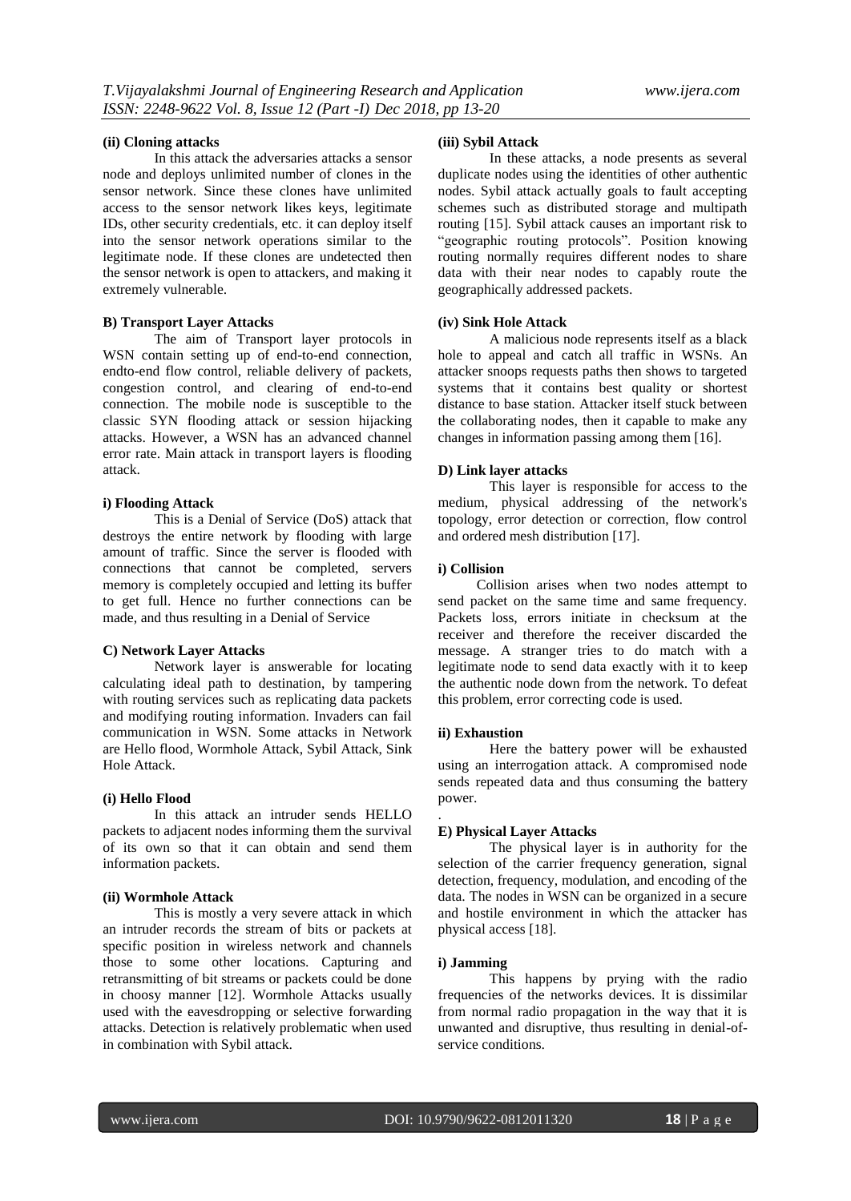#### (ii) Cloning attacks

In this attack the adversaries attacks a sensor node and deploys unlimited number of clones in the sensor network. Since these clones have unlimited access to the sensor network likes keys, legitimate IDs, other security credentials, etc. it can deploy itself into the sensor network operations similar to the legitimate node. If these clones are undetected then the sensor network is open to attackers, and making it extremely vulnerable.

### B) Transport Layer Attacks

The aim of Transport layer protocols in WSN contain setting up of end-to-end connection, endto-end flow control, reliable delivery of packets, congestion control, and clearing of end-to-end connection. The mobile node is susceptible to the classic SYN flooding attack or session hijacking attacks. However, a WSN has an advanced channel error rate. Main attack in transport layers is flooding attack.

#### i) Flooding Attack

This is a Denial of Service (DoS) attack that destroys the entire network by flooding with large amount of traffic. Since the server is flooded with connections that cannot be completed, servers memory is completely occupied and letting its buffer to get full. Hence no further connections can be made, and thus resulting in a Denial of Service

### C) Network Layer Attacks

Network layer is answerable for locating calculating ideal path to destination, by tampering with routing services such as replicating data packets and modifying routing information. Invaders can fail communication in WSN. Some attacks in Network are Hello flood, Wormhole Attack, Sybil Attack, Sink Hole Attack.

#### (i) Hello Flood

In this attack an intruder sends HELLO packets to adjacent nodes informing them the survival of its own so that it can obtain and send them information packets.

#### (ii) Wormhole Attack

This is mostly a very severe attack in which an intruder records the stream of bits or packets at specific position in wireless network and channels those to some other locations. Capturing and retransmitting of bit streams or packets could be done in choosy manner [12]. Wormhole Attacks usually used with the eavesdropping or selective forwarding attacks. Detection is relatively problematic when used in combination with Sybil attack.

#### (iii) Sybil Attack

In these attacks, a node presents as several duplicate nodes using the identities of other authentic nodes. Sybil attack actually goals to fault accepting schemes such as distributed storage and multipath routing [15]. Sybil attack causes an important risk to "geographic routing protocols". Position knowing routing normally requires different nodes to share data with their near nodes to capably route the geographically addressed packets.

#### (iv) Sink Hole Attack

A malicious node represents itself as a black hole to appeal and catch all traffic in WSNs. An attacker snoops requests paths then shows to targeted systems that it contains best quality or shortest distance to base station. Attacker itself stuck between the collaborating nodes, then it capable to make any changes in information passing among them [16].

### D) Link layer attacks

This layer is responsible for access to the medium, physical addressing of the network's topology, error detection or correction, flow control and ordered mesh distribution [17].

#### i) Collision

Collision arises when two nodes attempt to send packet on the same time and same frequency. Packets loss, errors initiate in checksum at the receiver and therefore the receiver discarded the message. A stranger tries to do match with a legitimate node to send data exactly with it to keep the authentic node down from the network. To defeat this problem, error correcting code is used.

#### ii) Exhaustion

Here the battery power will be exhausted using an interrogation attack. A compromised node sends repeated data and thus consuming the battery power.

### E) Physical Layer Attacks

The physical layer is in authority for the selection of the carrier frequency generation, signal detection, frequency, modulation, and encoding of the data. The nodes in WSN can be organized in a secure and hostile environment in which the attacker has physical access [18].

#### i) Jamming

This happens by prying with the radio frequencies of the networks devices. It is dissimilar from normal radio propagation in the way that it is unwanted and disruptive, thus resulting in denial-of-service conditions.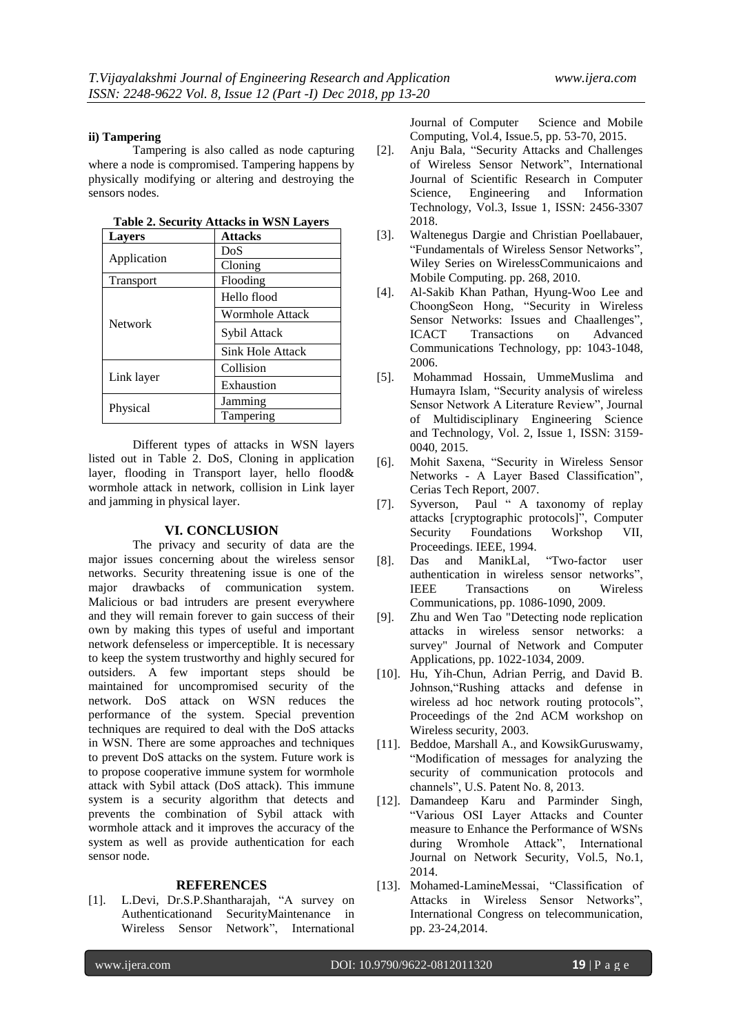**ii) Tampering**

Tampering is also called as node capturing where a node is compromised. Tampering happens by physically modifying or altering and destroying the sensors nodes.

**Table 2. Security Attacks in WSN Layers**

| Layers | Attacks |
|---|---|
| Application | DoS |
| | Cloning |
| Transport | Flooding |
| Network | Hello flood |
| | Wormhole Attack |
| | Sybil Attack |
| | Sink Hole Attack |
| Link layer | Collision |
| | Exhaustion |
| Physical | Jamming |
| | Tampering |

Different types of attacks in WSN layers listed out in Table 2. DoS, Cloning in application layer, flooding in Transport layer, hello flood& wormhole attack in network, collision in Link layer and jamming in physical layer.

## VI. CONCLUSION

The privacy and security of data are the major issues concerning about the wireless sensor networks. Security threatening issue is one of the major drawbacks of communication system. Malicious or bad intruders are present everywhere and they will remain forever to gain success of their own by making this types of useful and important network defenseless or imperceptible. It is necessary to keep the system trustworthy and highly secured for outsiders. A few important steps should be maintained for uncompromised security of the network. DoS attack on WSN reduces the performance of the system. Special prevention techniques are required to deal with the DoS attacks in WSN. There are some approaches and techniques to prevent DoS attacks on the system. Future work is to propose cooperative immune system for wormhole attack with Sybil attack (DoS attack). This immune system is a security algorithm that detects and prevents the combination of Sybil attack with wormhole attack and it improves the accuracy of the system as well as provide authentication for each sensor node.

## REFERENCES

[1]. L.Devi, Dr.S.P.Shantharajah, "A survey on Authenticationand SecurityMaintenance in Wireless Sensor Network", International Journal of Computer Science and Mobile Computing, Vol.4, Issue.5, pp. 53-70, 2015.

[2]. Anju Bala, "Security Attacks and Challenges of Wireless Sensor Network", International Journal of Scientific Research in Computer Science, Engineering and Information Technology, Vol.3, Issue 1, ISSN: 2456-3307 2018.

[3]. Waltenegus Dargie and Christian Poellabauer, "Fundamentals of Wireless Sensor Networks", Wiley Series on WirelessCommunicaions and Mobile Computing. pp. 268, 2010.

[4]. Al-Sakib Khan Pathan, Hyung-Woo Lee and ChoongSeon Hong, "Security in Wireless Sensor Networks: Issues and Chaallenges", ICACT Transactions on Advanced Communications Technology, pp: 1043-1048, 2006.

[5]. Mohammad Hossain, UmmeMuslima and Humayra Islam, "Security analysis of wireless Sensor Network A Literature Review", Journal of Multidisciplinary Engineering Science and Technology, Vol. 2, Issue 1, ISSN: 3159-0040, 2015.

[6]. Mohit Saxena, "Security in Wireless Sensor Networks - A Layer Based Classification", Cerias Tech Report, 2007.

[7]. Syverson, Paul " A taxonomy of replay attacks [cryptographic protocols]", Computer Security Foundations Workshop VII, Proceedings. IEEE, 1994.

[8]. Das and ManikLal, "Two-factor user authentication in wireless sensor networks", IEEE Transactions on Wireless Communications, pp. 1086-1090, 2009.

[9]. Zhu and Wen Tao "Detecting node replication attacks in wireless sensor networks: a survey" Journal of Network and Computer Applications, pp. 1022-1034, 2009.

[10]. Hu, Yih-Chun, Adrian Perrig, and David B. Johnson,"Rushing attacks and defense in wireless ad hoc network routing protocols", Proceedings of the 2nd ACM workshop on Wireless security, 2003.

[11]. Beddoe, Marshall A., and KowsikGuruswamy, "Modification of messages for analyzing the security of communication protocols and channels", U.S. Patent No. 8, 2013.

[12]. Damandeep Karu and Parminder Singh, "Various OSI Layer Attacks and Counter measure to Enhance the Performance of WSNs during Wromhole Attack", International Journal on Network Security, Vol.5, No.1, 2014.

[13]. Mohamed-LamineMessai, "Classification of Attacks in Wireless Sensor Networks", International Congress on telecommunication, pp. 23-24,2014.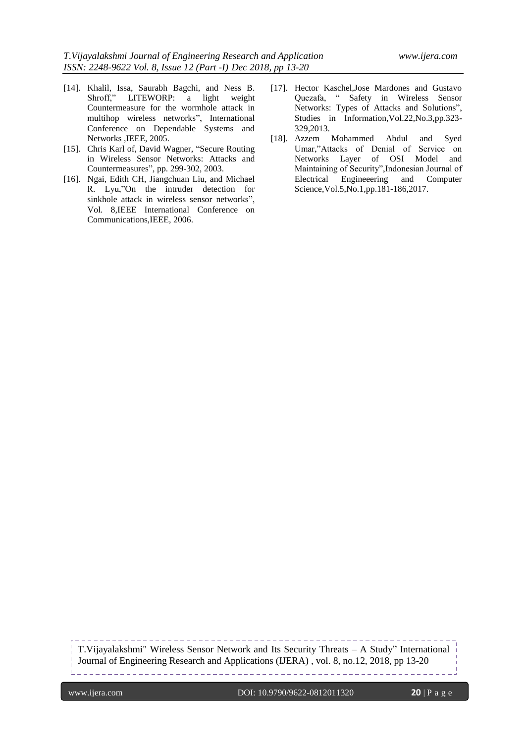[14]. Khalil, Issa, Saurabh Bagchi, and Ness B. Shroff," LITEWORP: a light weight Countermeasure for the wormhole attack in multihop wireless networks", International Conference on Dependable Systems and Networks ,IEEE, 2005.

[15]. Chris Karl of, David Wagner, "Secure Routing in Wireless Sensor Networks: Attacks and Countermeasures", pp. 299-302, 2003.

[16]. Ngai, Edith CH, Jiangchuan Liu, and Michael R. Lyu,"On the intruder detection for sinkhole attack in wireless sensor networks", Vol. 8,IEEE International Conference on Communications,IEEE, 2006.

[17]. Hector Kaschel,Jose Mardones and Gustavo Quezafa, " Safety in Wireless Sensor Networks: Types of Attacks and Solutions", Studies in Information,Vol.22,No.3,pp.323-329,2013.

[18]. Azzem Mohammed Abdul and Syed Umar,"Attacks of Denial of Service on Networks Layer of OSI Model and Maintaining of Security",Indonesian Journal of Electrical Engineeering and Computer Science,Vol.5,No.1,pp.181-186,2017.

T.Vijayalakshmi" Wireless Sensor Network and Its Security Threats – A Study" International Journal of Engineering Research and Applications (IJERA) , vol. 8, no.12, 2018, pp 13-20